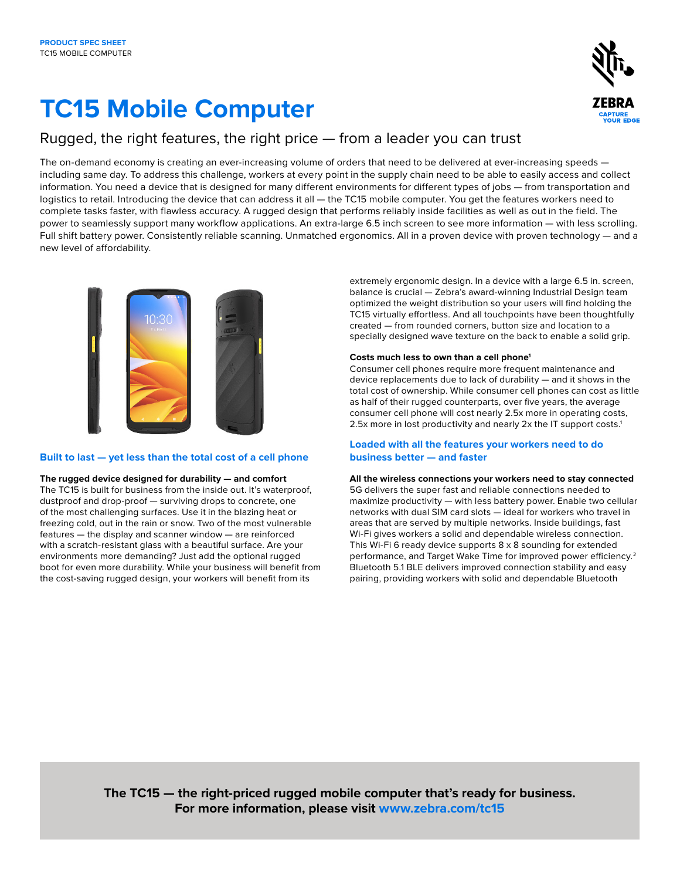PRODUCT SPEC SHEET
TC15 MOBILE COMPUTER

# TC15 Mobile Computer

## Rugged, the right features, the right price — from a leader you can trust

The on-demand economy is creating an ever-increasing volume of orders that need to be delivered at ever-increasing speeds — including same day. To address this challenge, workers at every point in the supply chain need to be able to easily access and collect information. You need a device that is designed for many different environments for different types of jobs — from transportation and logistics to retail. Introducing the device that can address it all — the TC15 mobile computer. You get the features workers need to complete tasks faster, with flawless accuracy. A rugged design that performs reliably inside facilities as well as out in the field. The power to seamlessly support many workflow applications. An extra-large 6.5 inch screen to see more information — with less scrolling. Full shift battery power. Consistently reliable scanning. Unmatched ergonomics. All in a proven device with proven technology — and a new level of affordability.

## Built to last — yet less than the total cost of a cell phone

**The rugged device designed for durability — and comfort**
The TC15 is built for business from the inside out. It's waterproof, dustproof and drop-proof — surviving drops to concrete, one of the most challenging surfaces. Use it in the blazing heat or freezing cold, out in the rain or snow. Two of the most vulnerable features — the display and scanner window — are reinforced with a scratch-resistant glass with a beautiful surface. Are your environments more demanding? Just add the optional rugged boot for even more durability. While your business will benefit from the cost-saving rugged design, your workers will benefit from its extremely ergonomic design. In a device with a large 6.5 in. screen, balance is crucial — Zebra's award-winning Industrial Design team optimized the weight distribution so your users will find holding the TC15 virtually effortless. And all touchpoints have been thoughtfully created — from rounded corners, button size and location to a specially designed wave texture on the back to enable a solid grip.

**Costs much less to own than a cell phone[1]**
Consumer cell phones require more frequent maintenance and device replacements due to lack of durability — and it shows in the total cost of ownership. While consumer cell phones can cost as little as half of their rugged counterparts, over five years, the average consumer cell phone will cost nearly 2.5x more in operating costs, 2.5x more in lost productivity and nearly 2x the IT support costs.[1]

## Loaded with all the features your workers need to do business better — and faster

**All the wireless connections your workers need to stay connected**
5G delivers the super fast and reliable connections needed to maximize productivity — with less battery power. Enable two cellular networks with dual SIM card slots — ideal for workers who travel in areas that are served by multiple networks. Inside buildings, fast Wi-Fi gives workers a solid and dependable wireless connection. This Wi-Fi 6 ready device supports 8 x 8 sounding for extended performance, and Target Wake Time for improved power efficiency.[2] Bluetooth 5.1 BLE delivers improved connection stability and easy pairing, providing workers with solid and dependable Bluetooth

**The TC15 — the right-priced rugged mobile computer that's ready for business.**
**For more information, please visit www.zebra.com/tc15**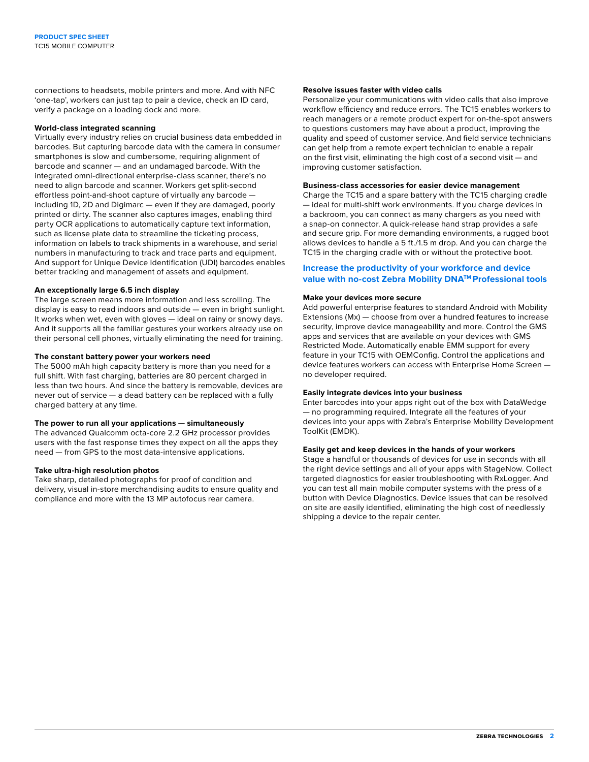connections to headsets, mobile printers and more. And with NFC 'one-tap', workers can just tap to pair a device, check an ID card, verify a package on a loading dock and more.

**World-class integrated scanning**

Virtually every industry relies on crucial business data embedded in barcodes. But capturing barcode data with the camera in consumer smartphones is slow and cumbersome, requiring alignment of barcode and scanner — and an undamaged barcode. With the integrated omni-directional enterprise-class scanner, there's no need to align barcode and scanner. Workers get split-second effortless point-and-shoot capture of virtually any barcode — including 1D, 2D and Digimarc — even if they are damaged, poorly printed or dirty. The scanner also captures images, enabling third party OCR applications to automatically capture text information, such as license plate data to streamline the ticketing process, information on labels to track shipments in a warehouse, and serial numbers in manufacturing to track and trace parts and equipment. And support for Unique Device Identification (UDI) barcodes enables better tracking and management of assets and equipment.

**An exceptionally large 6.5 inch display**

The large screen means more information and less scrolling. The display is easy to read indoors and outside — even in bright sunlight. It works when wet, even with gloves — ideal on rainy or snowy days. And it supports all the familiar gestures your workers already use on their personal cell phones, virtually eliminating the need for training.

**The constant battery power your workers need**

The 5000 mAh high capacity battery is more than you need for a full shift. With fast charging, batteries are 80 percent charged in less than two hours. And since the battery is removable, devices are never out of service — a dead battery can be replaced with a fully charged battery at any time.

**The power to run all your applications — simultaneously**

The advanced Qualcomm octa-core 2.2 GHz processor provides users with the fast response times they expect on all the apps they need — from GPS to the most data-intensive applications.

**Take ultra-high resolution photos**

Take sharp, detailed photographs for proof of condition and delivery, visual in-store merchandising audits to ensure quality and compliance and more with the 13 MP autofocus rear camera.

**Resolve issues faster with video calls**

Personalize your communications with video calls that also improve workflow efficiency and reduce errors. The TC15 enables workers to reach managers or a remote product expert for on-the-spot answers to questions customers may have about a product, improving the quality and speed of customer service. And field service technicians can get help from a remote expert technician to enable a repair on the first visit, eliminating the high cost of a second visit — and improving customer satisfaction.

**Business-class accessories for easier device management**

Charge the TC15 and a spare battery with the TC15 charging cradle — ideal for multi-shift work environments. If you charge devices in a backroom, you can connect as many chargers as you need with a snap-on connector. A quick-release hand strap provides a safe and secure grip. For more demanding environments, a rugged boot allows devices to handle a 5 ft./1.5 m drop. And you can charge the TC15 in the charging cradle with or without the protective boot.

## Increase the productivity of your workforce and device value with no-cost Zebra Mobility DNA™ Professional tools

**Make your devices more secure**

Add powerful enterprise features to standard Android with Mobility Extensions (Mx) — choose from over a hundred features to increase security, improve device manageability and more. Control the GMS apps and services that are available on your devices with GMS Restricted Mode. Automatically enable EMM support for every feature in your TC15 with OEMConfig. Control the applications and device features workers can access with Enterprise Home Screen — no developer required.

**Easily integrate devices into your business**

Enter barcodes into your apps right out of the box with DataWedge — no programming required. Integrate all the features of your devices into your apps with Zebra's Enterprise Mobility Development ToolKit (EMDK).

**Easily get and keep devices in the hands of your workers**

Stage a handful or thousands of devices for use in seconds with all the right device settings and all of your apps with StageNow. Collect targeted diagnostics for easier troubleshooting with RxLogger. And you can test all main mobile computer systems with the press of a button with Device Diagnostics. Device issues that can be resolved on site are easily identified, eliminating the high cost of needlessly shipping a device to the repair center.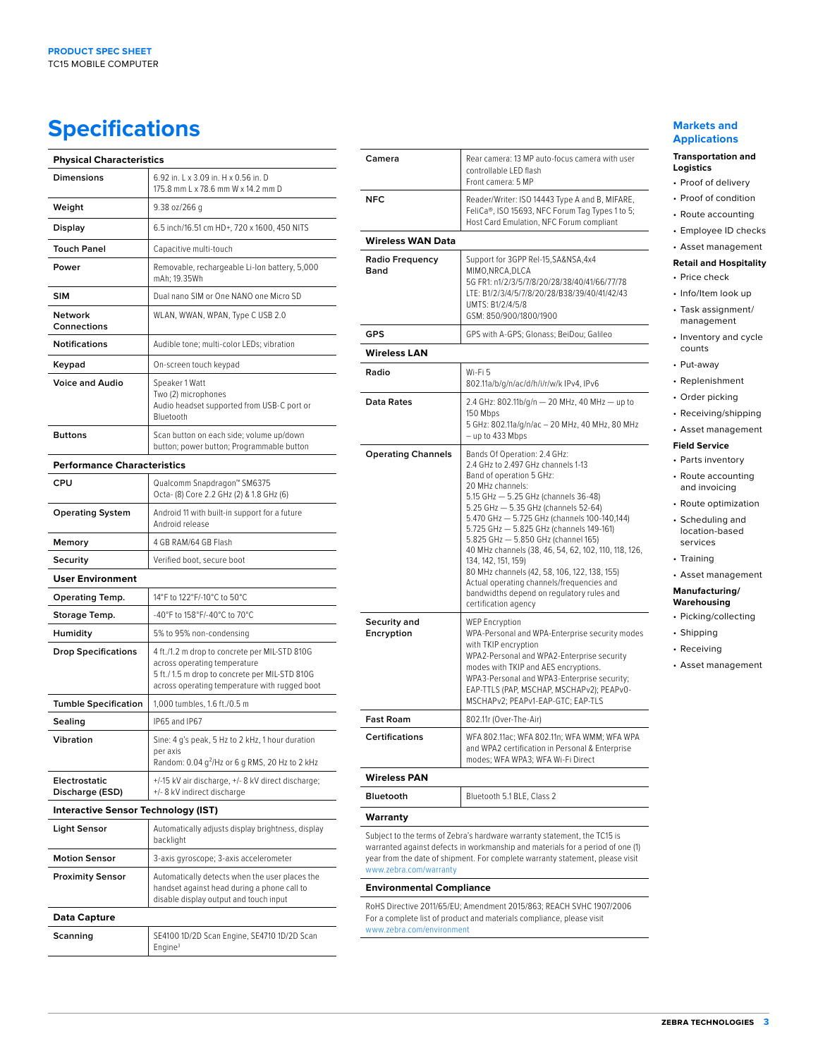# Specifications

| Physical Characteristics | |
|---|---|
| **Dimensions** | 6.92 in. L x 3.09 in. H x 0.56 in. D<br>175.8 mm L x 78.6 mm W x 14.2 mm D |
| **Weight** | 9.38 oz/266 g |
| **Display** | 6.5 inch/16.51 cm HD+, 720 x 1600, 450 NITS |
| **Touch Panel** | Capacitive multi-touch |
| **Power** | Removable, rechargeable Li-Ion battery, 5,000 mAh; 19.35Wh |
| **SIM** | Dual nano SIM or One NANO one Micro SD |
| **Network Connections** | WLAN, WWAN, WPAN, Type C USB 2.0 |
| **Notifications** | Audible tone; multi-color LEDs; vibration |
| **Keypad** | On-screen touch keypad |
| **Voice and Audio** | Speaker 1 Watt<br>Two (2) microphones<br>Audio headset supported from USB-C port or Bluetooth |
| **Buttons** | Scan button on each side; volume up/down button; power button; Programmable button |

| Performance Characteristics | |
|---|---|
| **CPU** | Qualcomm Snapdragon™ SM6375<br>Octa- (8) Core 2.2 GHz (2) & 1.8 GHz (6) |
| **Operating System** | Android 11 with built-in support for a future Android release |
| **Memory** | 4 GB RAM/64 GB Flash |
| **Security** | Verified boot, secure boot |

| User Environment | |
|---|---|
| **Operating Temp.** | 14°F to 122°F/-10°C to 50°C |
| **Storage Temp.** | -40°F to 158°F/-40°C to 70°C |
| **Humidity** | 5% to 95% non-condensing |
| **Drop Specifications** | 4 ft./1.2 m drop to concrete per MIL-STD 810G across operating temperature<br>5 ft./ 1.5 m drop to concrete per MIL-STD 810G across operating temperature with rugged boot |
| **Tumble Specification** | 1,000 tumbles, 1.6 ft./0.5 m |
| **Sealing** | IP65 and IP67 |
| **Vibration** | Sine: 4 g's peak, 5 Hz to 2 kHz, 1 hour duration per axis<br>Random: 0.04 $g^2$/Hz or 6 g RMS, 20 Hz to 2 kHz |
| **Electrostatic Discharge (ESD)** | +/-15 kV air discharge, +/- 8 kV direct discharge; +/- 8 kV indirect discharge |

| Interactive Sensor Technology (IST) | |
|---|---|
| **Light Sensor** | Automatically adjusts display brightness, display backlight |
| **Motion Sensor** | 3-axis gyroscope; 3-axis accelerometer |
| **Proximity Sensor** | Automatically detects when the user places the handset against head during a phone call to disable display output and touch input |

| Data Capture | |
|---|---|
| **Scanning** | SE4100 1D/2D Scan Engine, SE4710 1D/2D Scan Engine[3] |
| **Camera** | Rear camera: 13 MP auto-focus camera with user controllable LED flash<br>Front camera: 5 MP |
| **NFC** | Reader/Writer: ISO 14443 Type A and B, MIFARE, FeliCa®, ISO 15693, NFC Forum Tag Types 1 to 5; Host Card Emulation, NFC Forum compliant |

| Wireless WAN Data | |
|---|---|
| **Radio Frequency Band** | Support for 3GPP Rel-15,SA&NSA,4x4 MIMO,NRCA,DLCA<br>5G FR1: n1/2/3/5/7/8/20/28/38/40/41/66/77/78<br>LTE: B1/2/3/4/5/7/8/20/28/B38/39/40/41/42/43<br>UMTS: B1/2/4/5/8<br>GSM: 850/900/1800/1900 |
| **GPS** | GPS with A-GPS; Glonass; BeiDou; Galileo |

| Wireless LAN | |
|---|---|
| **Radio** | Wi-Fi 5<br>802.11a/b/g/n/ac/d/h/i/r/w/k IPv4, IPv6 |
| **Data Rates** | 2.4 GHz: 802.11b/g/n — 20 MHz, 40 MHz — up to 150 Mbps<br>5 GHz: 802.11a/g/n/ac – 20 MHz, 40 MHz, 80 MHz – up to 433 Mbps |
| **Operating Channels** | Bands Of Operation: 2.4 GHz:<br>2.4 GHz to 2.497 GHz channels 1-13<br>Band of operation 5 GHz:<br>20 MHz channels:<br>5.15 GHz — 5.25 GHz (channels 36-48)<br>5.25 GHz — 5.35 GHz (channels 52-64)<br>5.470 GHz — 5.725 GHz (channels 100-140,144)<br>5.725 GHz — 5.825 GHz (channels 149-161)<br>5.825 GHz — 5.850 GHz (channel 165)<br>40 MHz channels (38, 46, 54, 62, 102, 110, 118, 126, 134, 142, 151, 159)<br>80 MHz channels (42, 58, 106, 122, 138, 155)<br>Actual operating channels/frequencies and bandwidths depend on regulatory rules and certification agency |
| **Security and Encryption** | WEP Encryption<br>WPA-Personal and WPA-Enterprise security modes with TKIP encryption<br>WPA2-Personal and WPA2-Enterprise security modes with TKIP and AES encryptions.<br>WPA3-Personal and WPA3-Enterprise security;<br>EAP-TTLS (PAP, MSCHAP, MSCHAPv2); PEAPv0-MSCHAPv2; PEAPv1-EAP-GTC; EAP-TLS |
| **Fast Roam** | 802.11r (Over-The-Air) |
| **Certifications** | WFA 802.11ac; WFA 802.11n; WFA WMM; WFA WPA and WPA2 certification in Personal & Enterprise modes; WFA WPA3; WFA Wi-Fi Direct |

| Wireless PAN | |
|---|---|
| **Bluetooth** | Bluetooth 5.1 BLE, Class 2 |

### Warranty

Subject to the terms of Zebra's hardware warranty statement, the TC15 is warranted against defects in workmanship and materials for a period of one (1) year from the date of shipment. For complete warranty statement, please visit www.zebra.com/warranty

### Environmental Compliance

RoHS Directive 2011/65/EU; Amendment 2015/863; REACH SVHC 1907/2006
For a complete list of product and materials compliance, please visit www.zebra.com/environment

## Markets and Applications

**Transportation and Logistics**

- Proof of delivery
- Proof of condition
- Route accounting
- Employee ID checks
- Asset management

**Retail and Hospitality**

- Price check
- Info/Item look up
- Task assignment/ management
- Inventory and cycle counts
- Put-away
- Replenishment
- Order picking
- Receiving/shipping
- Asset management

**Field Service**

- Parts inventory
- Route accounting and invoicing
- Route optimization
- Scheduling and location-based services
- Training
- Asset management

**Manufacturing/ Warehousing**

- Picking/collecting
- Shipping
- Receiving
- Asset management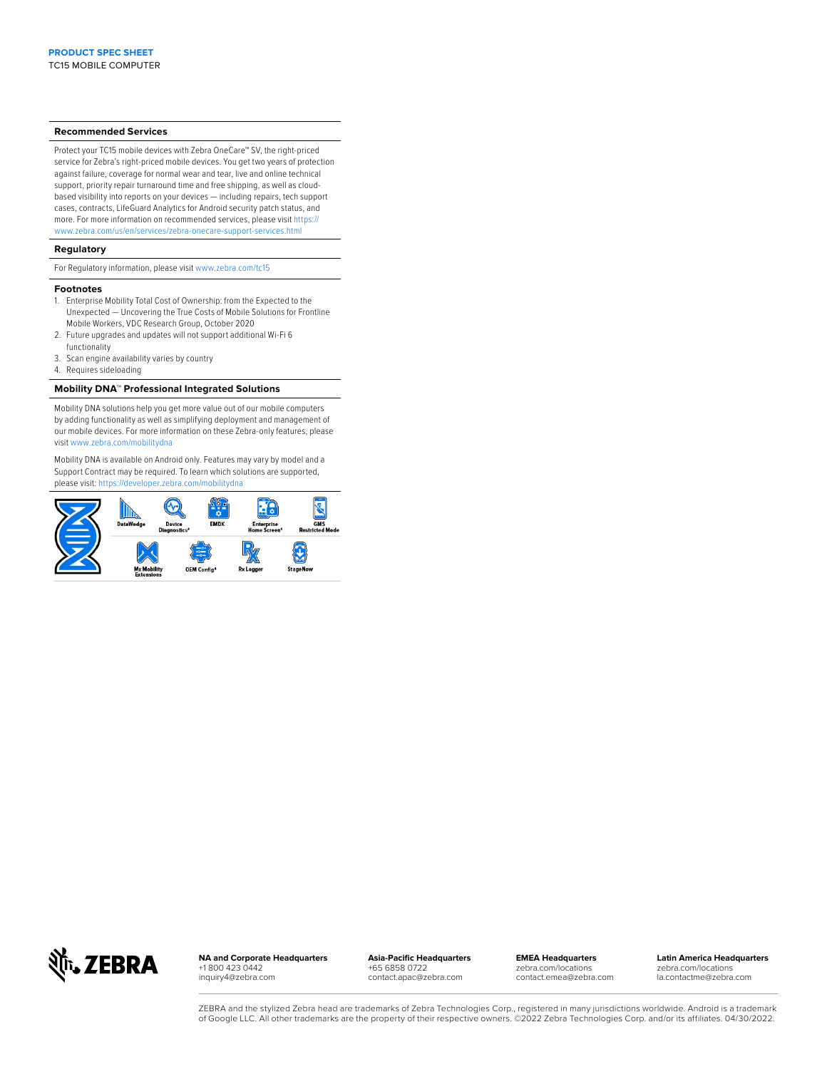## Recommended Services

Protect your TC15 mobile devices with Zebra OneCare™ SV, the right-priced service for Zebra's right-priced mobile devices. You get two years of protection against failure, coverage for normal wear and tear, live and online technical support, priority repair turnaround time and free shipping, as well as cloud-based visibility into reports on your devices — including repairs, tech support cases, contracts, LifeGuard Analytics for Android security patch status, and more. For more information on recommended services, please visit https://www.zebra.com/us/en/services/zebra-onecare-support-services.html

## Regulatory

For Regulatory information, please visit www.zebra.com/tc15

## Footnotes

1. Enterprise Mobility Total Cost of Ownership: from the Expected to the Unexpected — Uncovering the True Costs of Mobile Solutions for Frontline Mobile Workers, VDC Research Group, October 2020
2. Future upgrades and updates will not support additional Wi-Fi 6 functionality
3. Scan engine availability varies by country
4. Requires sideloading

## Mobility DNA™ Professional Integrated Solutions

Mobility DNA solutions help you get more value out of our mobile computers by adding functionality as well as simplifying deployment and management of our mobile devices. For more information on these Zebra-only features, please visit www.zebra.com/mobilitydna

Mobility DNA is available on Android only. Features may vary by model and a Support Contract may be required. To learn which solutions are supported, please visit: https://developer.zebra.com/mobilitydna

DataWedge
Device Diagnostics[4]
EMDK
Enterprise Home Screen[4]
GMS Restricted Mode
Mx Mobility Extensions
OEM Config[4]
Rx Logger
StageNow

**NA and Corporate Headquarters**
+1 800 423 0442
inquiry4@zebra.com

**Asia-Pacific Headquarters**
+65 6858 0722
contact.apac@zebra.com

**EMEA Headquarters**
zebra.com/locations
contact.emea@zebra.com

**Latin America Headquarters**
zebra.com/locations
la.contactme@zebra.com

ZEBRA and the stylized Zebra head are trademarks of Zebra Technologies Corp., registered in many jurisdictions worldwide. Android is a trademark of Google LLC. All other trademarks are the property of their respective owners. ©2022 Zebra Technologies Corp. and/or its affiliates. 04/30/2022.